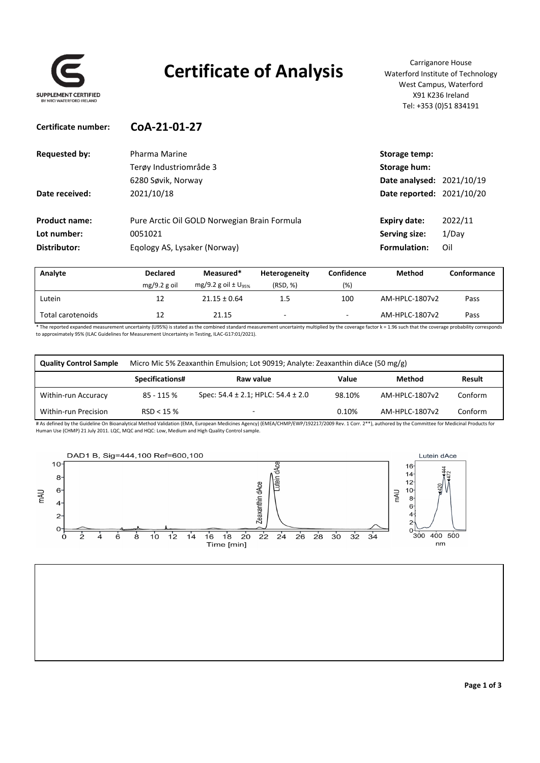SUPPLEMENT CERTIFIED
BY NRCI WATERFORD IRELAND

# Certificate of Analysis

Carriganore House
Waterford Institute of Technology
West Campus, Waterford
X91 K236 Ireland
Tel: +353 (0)51 834191

**Certificate number:** **CoA-21-01-27**

| | | | |
|---|---|---|---|
| **Requested by:** | Pharma Marine<br>Terøy Industriområde 3<br>6280 Søvik, Norway | **Storage temp:** | |
| | | **Storage hum:** | |
| | | **Date analysed:** | 2021/10/19 |
| **Date received:** | 2021/10/18 | **Date reported:** | 2021/10/20 |
| **Product name:** | Pure Arctic Oil GOLD Norwegian Brain Formula | **Expiry date:** | 2022/11 |
| **Lot number:** | 0051021 | **Serving size:** | 1/Day |
| **Distributor:** | Eqology AS, Lysaker (Norway) | **Formulation:** | Oil |

| Analyte | Declared<br>mg/9.2 g oil | Measured*<br>mg/9.2 g oil ± $U_{95\%}$ | Heterogeneity<br>(RSD, %) | Confidence<br>(%) | Method | Conformance |
|---|---|---|---|---|---|---|
| Lutein | 12 | 21.15 ± 0.64 | 1.5 | 100 | AM-HPLC-1807v2 | Pass |
| Total carotenoids | 12 | 21.15 | - | - | AM-HPLC-1807v2 | Pass |

\* The reported expanded measurement uncertainty (U95%) is stated as the combined standard measurement uncertainty multiplied by the coverage factor k = 1.96 such that the coverage probability corresponds to approximately 95% (ILAC Guidelines for Measurement Uncertainty in Testing, ILAC-G17:01/2021).

| **Quality Control Sample** | Micro Mic 5% Zeaxanthin Emulsion; Lot 90919; Analyte: Zeaxanthin diAce (50 mg/g) | | | | |
|---|---|---|---|---|---|
| | **Specifications#** | **Raw value** | **Value** | **Method** | **Result** |
| Within-run Accuracy | 85 - 115 % | Spec: 54.4 ± 2.1; HPLC: 54.4 ± 2.0 | 98.10% | AM-HPLC-1807v2 | Conform |
| Within-run Precision | RSD < 15 % | - | 0.10% | AM-HPLC-1807v2 | Conform |

# As defined by the Guideline On Bioanalytical Method Validation (EMA, European Medicines Agency) (EMEA/CHMP/EWP/192217/2009 Rev. 1 Corr. 2**), authored by the Committee for Medicinal Products for Human Use (CHMP) 21 July 2011. LQC, MQC and HQC: Low, Medium and High Quality Control sample.

DAD1 B, Sig=444,100 Ref=600,100

Lutein dAce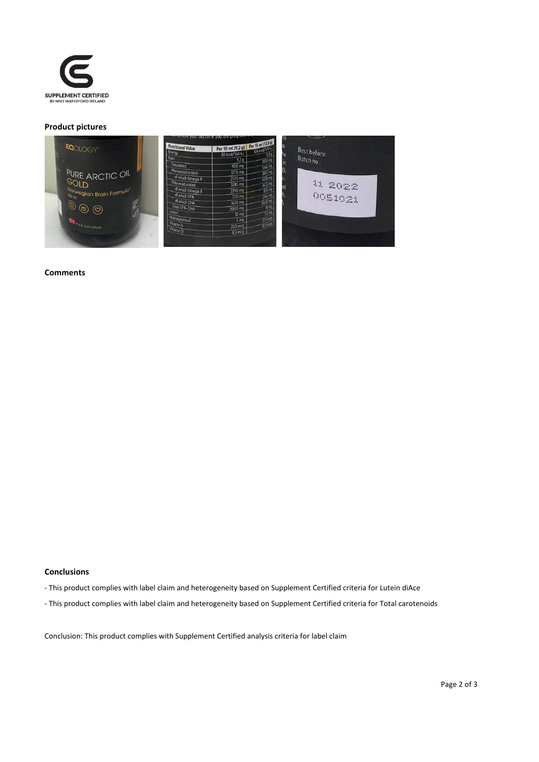SUPPLEMENT CERTIFIED
BY NRCI WATERFORD IRELAND

**Product pictures**

**Comments**

**Conclusions**

- This product complies with label claim and heterogeneity based on Supplement Certified criteria for Lutein diAce
- This product complies with label claim and heterogeneity based on Supplement Certified criteria for Total carotenoids

Conclusion: This product complies with Supplement Certified analysis criteria for label claim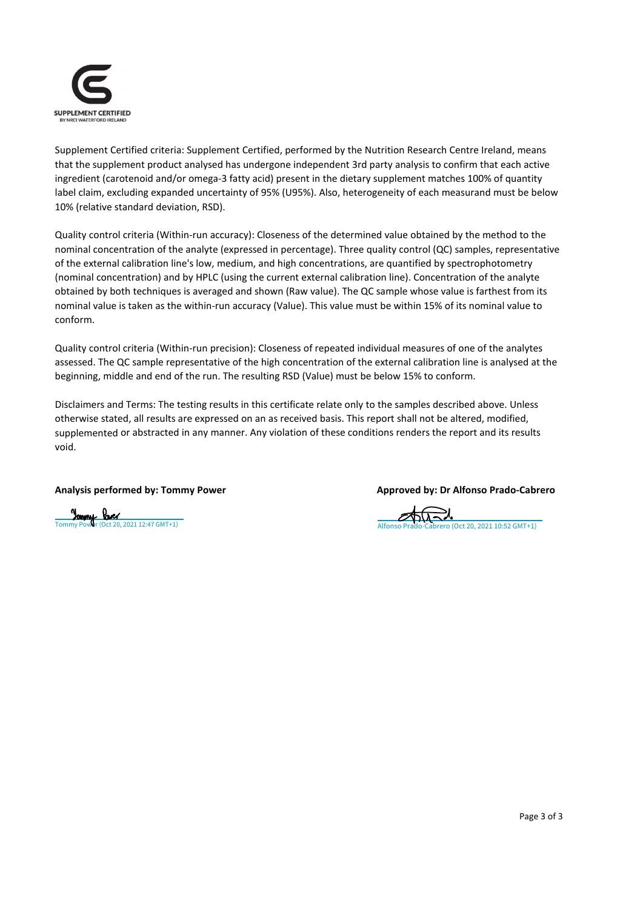SUPPLEMENT CERTIFIED
BY NRCI WATERFORD IRELAND

Supplement Certified criteria: Supplement Certified, performed by the Nutrition Research Centre Ireland, means that the supplement product analysed has undergone independent 3rd party analysis to confirm that each active ingredient (carotenoid and/or omega-3 fatty acid) present in the dietary supplement matches 100% of quantity label claim, excluding expanded uncertainty of 95% (U95%). Also, heterogeneity of each measurand must be below 10% (relative standard deviation, RSD).

Quality control criteria (Within-run accuracy): Closeness of the determined value obtained by the method to the nominal concentration of the analyte (expressed in percentage). Three quality control (QC) samples, representative of the external calibration line's low, medium, and high concentrations, are quantified by spectrophotometry (nominal concentration) and by HPLC (using the current external calibration line). Concentration of the analyte obtained by both techniques is averaged and shown (Raw value). The QC sample whose value is farthest from its nominal value is taken as the within-run accuracy (Value). This value must be within 15% of its nominal value to conform.

Quality control criteria (Within-run precision): Closeness of repeated individual measures of one of the analytes assessed. The QC sample representative of the high concentration of the external calibration line is analysed at the beginning, middle and end of the run. The resulting RSD (Value) must be below 15% to conform.

Disclaimers and Terms: The testing results in this certificate relate only to the samples described above. Unless otherwise stated, all results are expressed on an as received basis. This report shall not be altered, modified, supplemented or abstracted in any manner. Any violation of these conditions renders the report and its results void.

**Analysis performed by: Tommy Power**

Tommy Power (Oct 20, 2021 12:47 GMT+1)

**Approved by: Dr Alfonso Prado-Cabrero**

Alfonso Prado-Cabrero (Oct 20, 2021 10:52 GMT+1)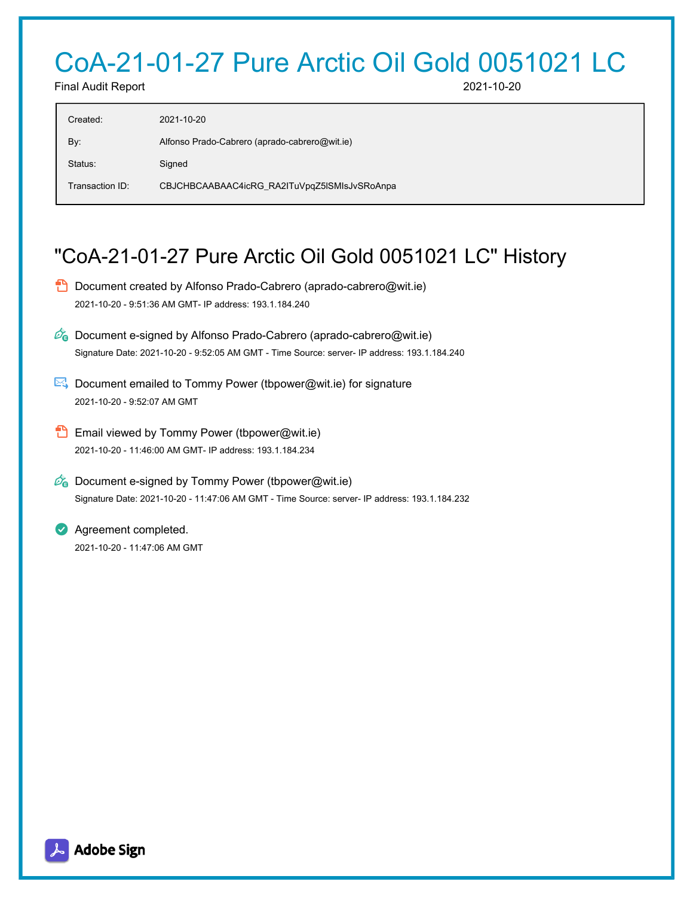# CoA-21-01-27 Pure Arctic Oil Gold 0051021 LC

Final Audit Report 2021-10-20

| | |
|---|---|
| Created: | 2021-10-20 |
| By: | Alfonso Prado-Cabrero (aprado-cabrero@wit.ie) |
| Status: | Signed |
| Transaction ID: | CBJCHBCAABAAC4icRG_RA2ITuVpqZ5lSMIsJvSRoAnpa |

## "CoA-21-01-27 Pure Arctic Oil Gold 0051021 LC" History

- Document created by Alfonso Prado-Cabrero (aprado-cabrero@wit.ie)
  2021-10-20 - 9:51:36 AM GMT- IP address: 193.1.184.240

- Document e-signed by Alfonso Prado-Cabrero (aprado-cabrero@wit.ie)
  Signature Date: 2021-10-20 - 9:52:05 AM GMT - Time Source: server- IP address: 193.1.184.240

- Document emailed to Tommy Power (tbpower@wit.ie) for signature
  2021-10-20 - 9:52:07 AM GMT

- Email viewed by Tommy Power (tbpower@wit.ie)
  2021-10-20 - 11:46:00 AM GMT- IP address: 193.1.184.234

- Document e-signed by Tommy Power (tbpower@wit.ie)
  Signature Date: 2021-10-20 - 11:47:06 AM GMT - Time Source: server- IP address: 193.1.184.232

- Agreement completed.
  2021-10-20 - 11:47:06 AM GMT

Adobe Sign